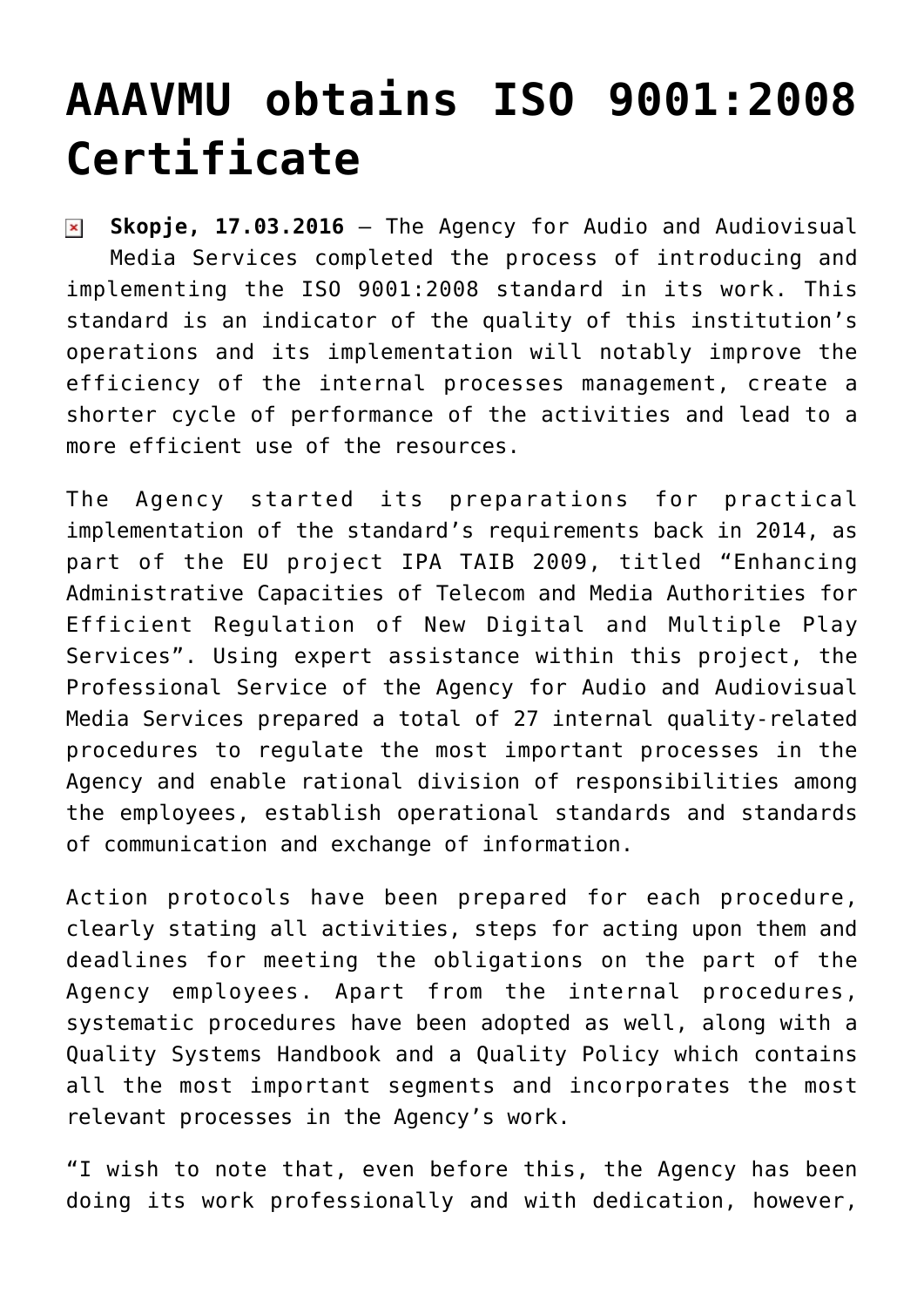# AAAVMU obtains ISO 9001:2008 Certificate

**Skopje, 17.03.2016** – The Agency for Audio and Audiovisual Media Services completed the process of introducing and implementing the ISO 9001:2008 standard in its work. This standard is an indicator of the quality of this institution's operations and its implementation will notably improve the efficiency of the internal processes management, create a shorter cycle of performance of the activities and lead to a more efficient use of the resources.

The Agency started its preparations for practical implementation of the standard's requirements back in 2014, as part of the EU project IPA TAIB 2009, titled "Enhancing Administrative Capacities of Telecom and Media Authorities for Efficient Regulation of New Digital and Multiple Play Services". Using expert assistance within this project, the Professional Service of the Agency for Audio and Audiovisual Media Services prepared a total of 27 internal quality-related procedures to regulate the most important processes in the Agency and enable rational division of responsibilities among the employees, establish operational standards and standards of communication and exchange of information.

Action protocols have been prepared for each procedure, clearly stating all activities, steps for acting upon them and deadlines for meeting the obligations on the part of the Agency employees. Apart from the internal procedures, systematic procedures have been adopted as well, along with a Quality Systems Handbook and a Quality Policy which contains all the most important segments and incorporates the most relevant processes in the Agency's work.

"I wish to note that, even before this, the Agency has been doing its work professionally and with dedication, however,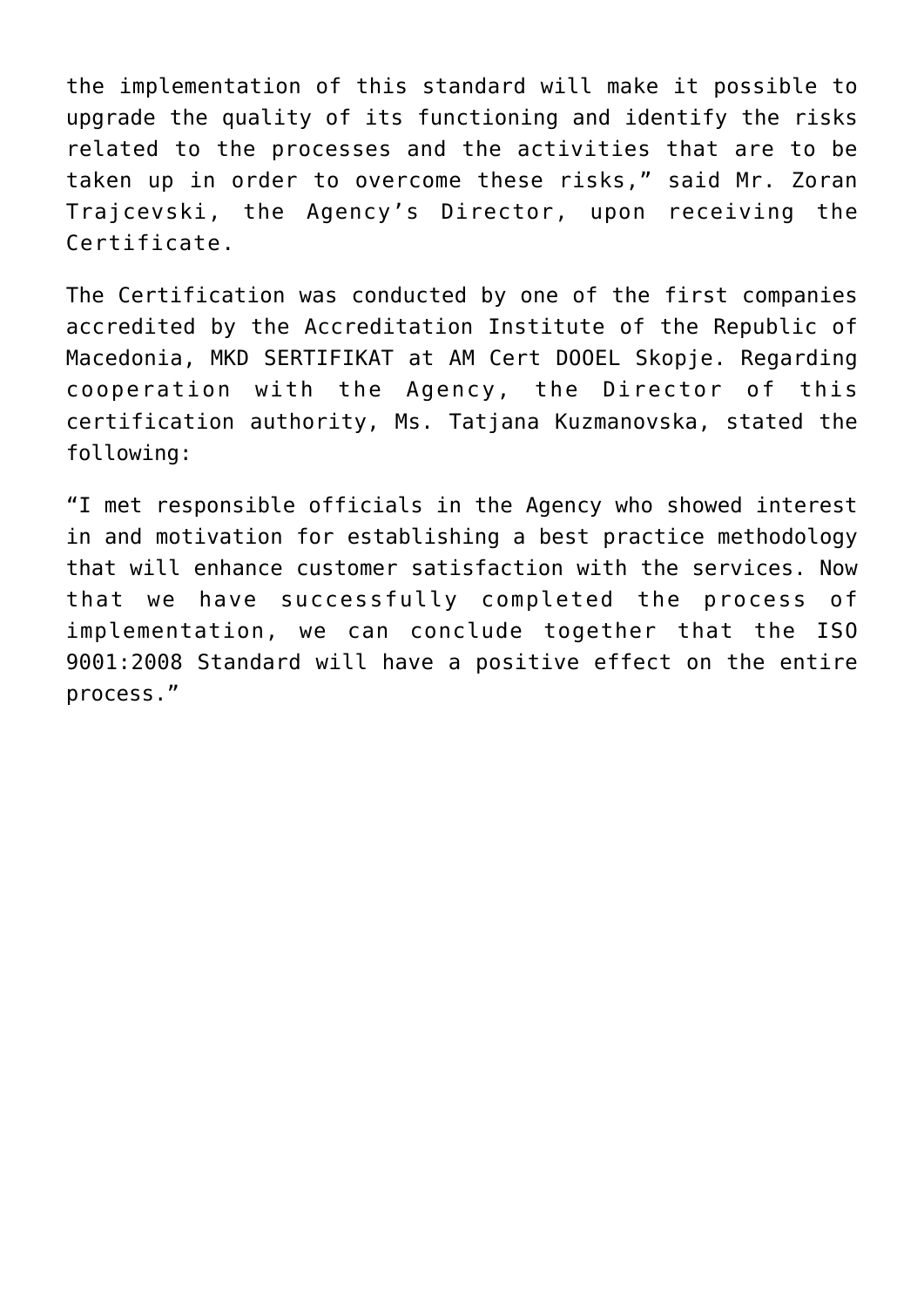the implementation of this standard will make it possible to upgrade the quality of its functioning and identify the risks related to the processes and the activities that are to be taken up in order to overcome these risks," said Mr. Zoran Trajcevski, the Agency's Director, upon receiving the Certificate.

The Certification was conducted by one of the first companies accredited by the Accreditation Institute of the Republic of Macedonia, MKD SERTIFIKAT at AM Cert DOOEL Skopje. Regarding cooperation with the Agency, the Director of this certification authority, Ms. Tatjana Kuzmanovska, stated the following:

"I met responsible officials in the Agency who showed interest in and motivation for establishing a best practice methodology that will enhance customer satisfaction with the services. Now that we have successfully completed the process of implementation, we can conclude together that the ISO 9001:2008 Standard will have a positive effect on the entire process."